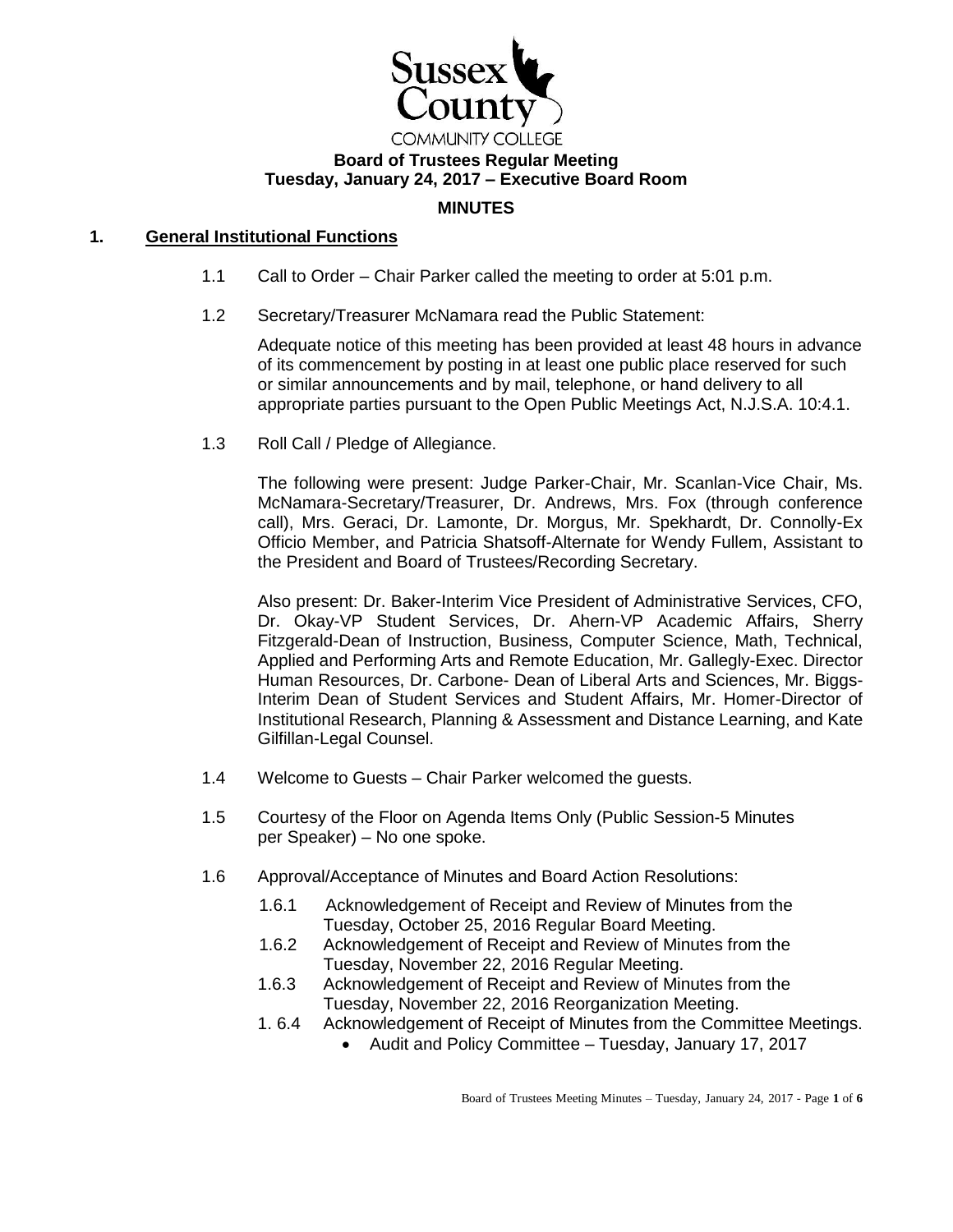Sussex County COMMUNITY COLLEGE

**Board of Trustees Regular Meeting**
**Tuesday, January 24, 2017 – Executive Board Room**

**MINUTES**

## 1. General Institutional Functions

1.1 Call to Order – Chair Parker called the meeting to order at 5:01 p.m.

1.2 Secretary/Treasurer McNamara read the Public Statement:

Adequate notice of this meeting has been provided at least 48 hours in advance of its commencement by posting in at least one public place reserved for such or similar announcements and by mail, telephone, or hand delivery to all appropriate parties pursuant to the Open Public Meetings Act, N.J.S.A. 10:4.1.

1.3 Roll Call / Pledge of Allegiance.

The following were present: Judge Parker-Chair, Mr. Scanlan-Vice Chair, Ms. McNamara-Secretary/Treasurer, Dr. Andrews, Mrs. Fox (through conference call), Mrs. Geraci, Dr. Lamonte, Dr. Morgus, Mr. Spekhardt, Dr. Connolly-Ex Officio Member, and Patricia Shatsoff-Alternate for Wendy Fullem, Assistant to the President and Board of Trustees/Recording Secretary.

Also present: Dr. Baker-Interim Vice President of Administrative Services, CFO, Dr. Okay-VP Student Services, Dr. Ahern-VP Academic Affairs, Sherry Fitzgerald-Dean of Instruction, Business, Computer Science, Math, Technical, Applied and Performing Arts and Remote Education, Mr. Gallegly-Exec. Director Human Resources, Dr. Carbone- Dean of Liberal Arts and Sciences, Mr. Biggs-Interim Dean of Student Services and Student Affairs, Mr. Homer-Director of Institutional Research, Planning & Assessment and Distance Learning, and Kate Gilfillan-Legal Counsel.

1.4 Welcome to Guests – Chair Parker welcomed the guests.

1.5 Courtesy of the Floor on Agenda Items Only (Public Session-5 Minutes per Speaker) – No one spoke.

1.6 Approval/Acceptance of Minutes and Board Action Resolutions:

1.6.1 Acknowledgement of Receipt and Review of Minutes from the Tuesday, October 25, 2016 Regular Board Meeting.

1.6.2 Acknowledgement of Receipt and Review of Minutes from the Tuesday, November 22, 2016 Regular Meeting.

1.6.3 Acknowledgement of Receipt and Review of Minutes from the Tuesday, November 22, 2016 Reorganization Meeting.

1. 6.4 Acknowledgement of Receipt of Minutes from the Committee Meetings.

- Audit and Policy Committee – Tuesday, January 17, 2017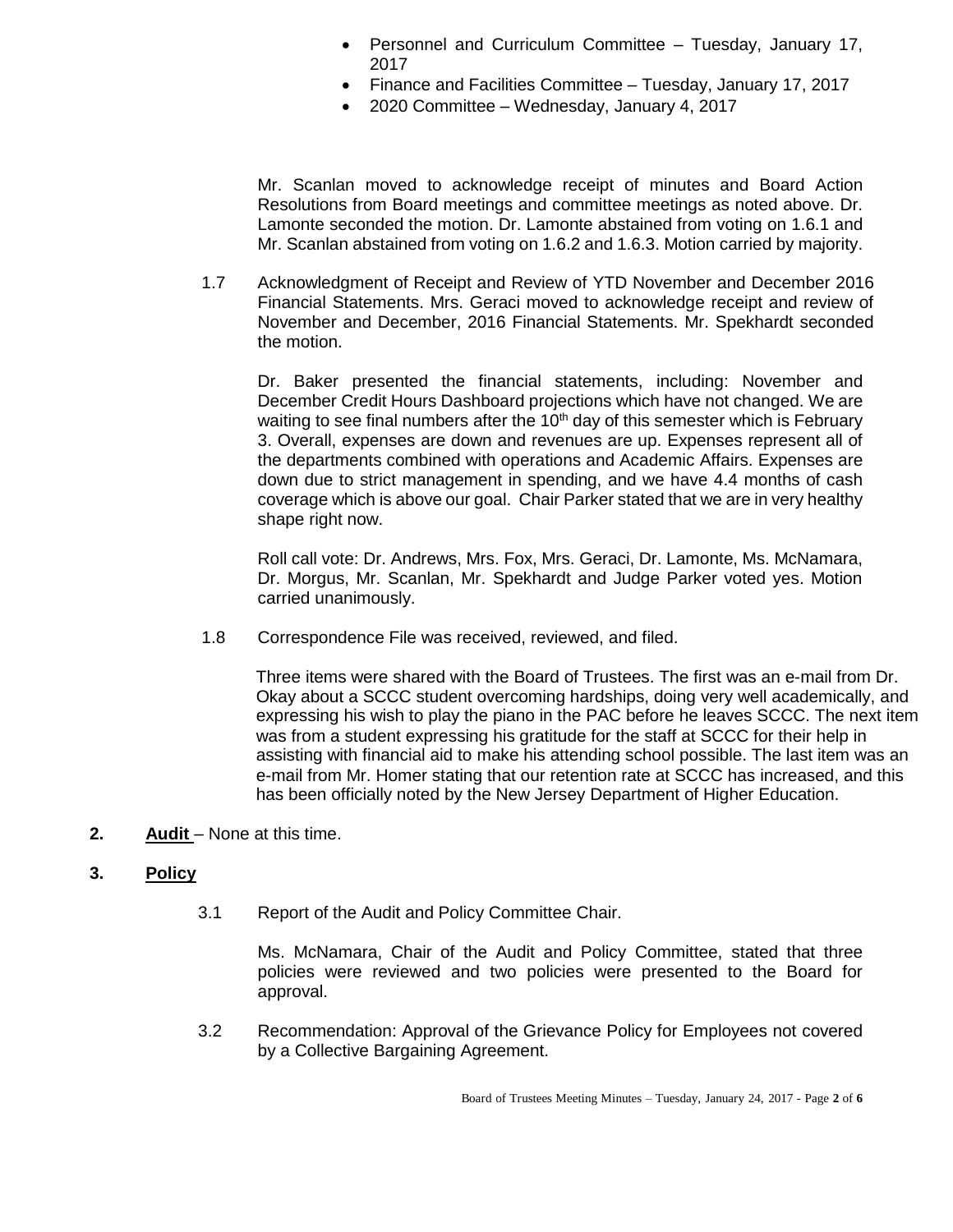- Personnel and Curriculum Committee – Tuesday, January 17, 2017
- Finance and Facilities Committee – Tuesday, January 17, 2017
- 2020 Committee – Wednesday, January 4, 2017

Mr. Scanlan moved to acknowledge receipt of minutes and Board Action Resolutions from Board meetings and committee meetings as noted above. Dr. Lamonte seconded the motion. Dr. Lamonte abstained from voting on 1.6.1 and Mr. Scanlan abstained from voting on 1.6.2 and 1.6.3. Motion carried by majority.

1.7 Acknowledgment of Receipt and Review of YTD November and December 2016 Financial Statements. Mrs. Geraci moved to acknowledge receipt and review of November and December, 2016 Financial Statements. Mr. Spekhardt seconded the motion.

Dr. Baker presented the financial statements, including: November and December Credit Hours Dashboard projections which have not changed. We are waiting to see final numbers after the 10th day of this semester which is February 3. Overall, expenses are down and revenues are up. Expenses represent all of the departments combined with operations and Academic Affairs. Expenses are down due to strict management in spending, and we have 4.4 months of cash coverage which is above our goal. Chair Parker stated that we are in very healthy shape right now.

Roll call vote: Dr. Andrews, Mrs. Fox, Mrs. Geraci, Dr. Lamonte, Ms. McNamara, Dr. Morgus, Mr. Scanlan, Mr. Spekhardt and Judge Parker voted yes. Motion carried unanimously.

1.8 Correspondence File was received, reviewed, and filed.

Three items were shared with the Board of Trustees. The first was an e-mail from Dr. Okay about a SCCC student overcoming hardships, doing very well academically, and expressing his wish to play the piano in the PAC before he leaves SCCC. The next item was from a student expressing his gratitude for the staff at SCCC for their help in assisting with financial aid to make his attending school possible. The last item was an e-mail from Mr. Homer stating that our retention rate at SCCC has increased, and this has been officially noted by the New Jersey Department of Higher Education.

**2. Audit** – None at this time.

**3. Policy**

3.1 Report of the Audit and Policy Committee Chair.

Ms. McNamara, Chair of the Audit and Policy Committee, stated that three policies were reviewed and two policies were presented to the Board for approval.

3.2 Recommendation: Approval of the Grievance Policy for Employees not covered by a Collective Bargaining Agreement.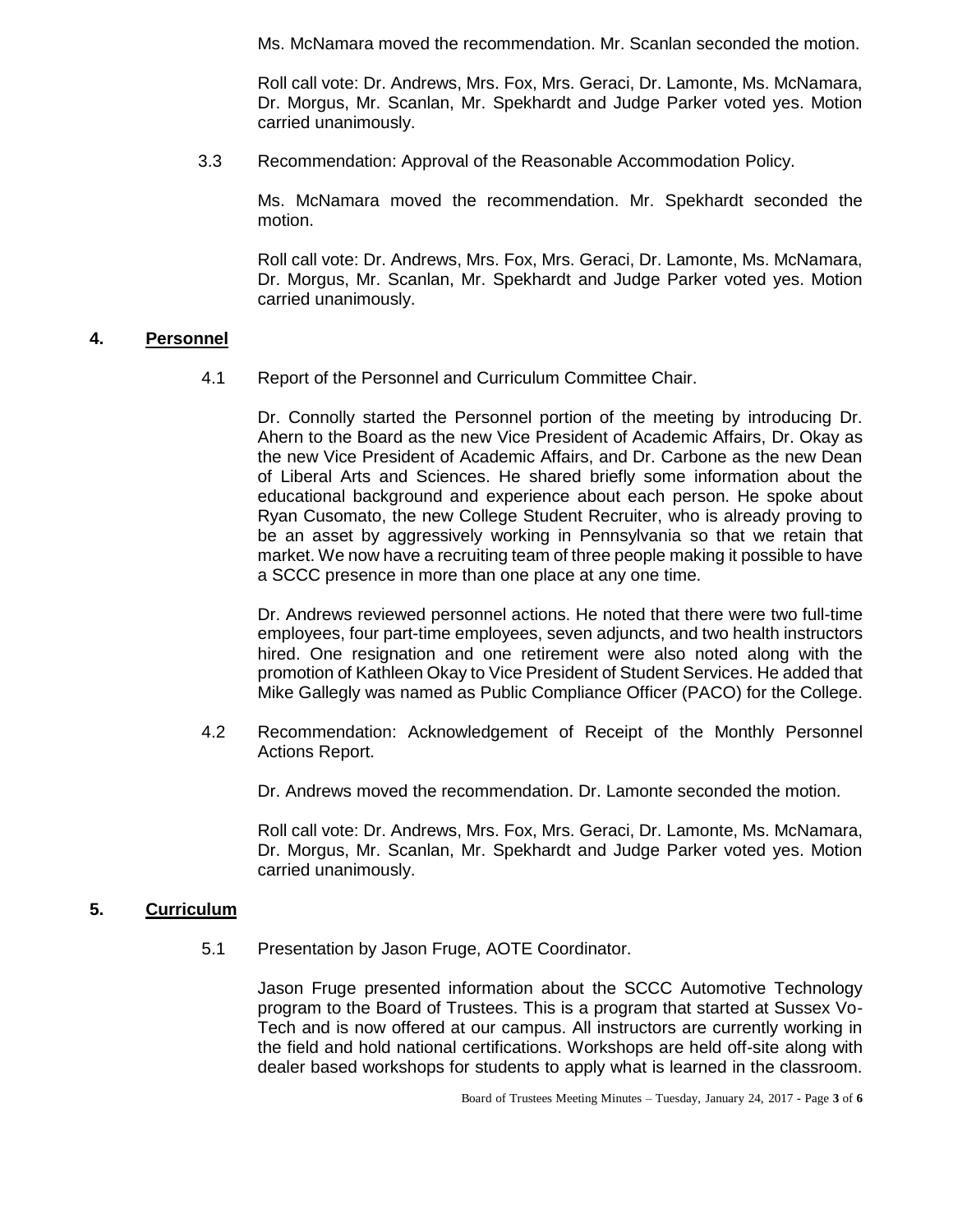Ms. McNamara moved the recommendation. Mr. Scanlan seconded the motion.

Roll call vote: Dr. Andrews, Mrs. Fox, Mrs. Geraci, Dr. Lamonte, Ms. McNamara, Dr. Morgus, Mr. Scanlan, Mr. Spekhardt and Judge Parker voted yes. Motion carried unanimously.

3.3 Recommendation: Approval of the Reasonable Accommodation Policy.

Ms. McNamara moved the recommendation. Mr. Spekhardt seconded the motion.

Roll call vote: Dr. Andrews, Mrs. Fox, Mrs. Geraci, Dr. Lamonte, Ms. McNamara, Dr. Morgus, Mr. Scanlan, Mr. Spekhardt and Judge Parker voted yes. Motion carried unanimously.

## 4. Personnel

4.1 Report of the Personnel and Curriculum Committee Chair.

Dr. Connolly started the Personnel portion of the meeting by introducing Dr. Ahern to the Board as the new Vice President of Academic Affairs, Dr. Okay as the new Vice President of Academic Affairs, and Dr. Carbone as the new Dean of Liberal Arts and Sciences. He shared briefly some information about the educational background and experience about each person. He spoke about Ryan Cusomato, the new College Student Recruiter, who is already proving to be an asset by aggressively working in Pennsylvania so that we retain that market. We now have a recruiting team of three people making it possible to have a SCCC presence in more than one place at any one time.

Dr. Andrews reviewed personnel actions. He noted that there were two full-time employees, four part-time employees, seven adjuncts, and two health instructors hired. One resignation and one retirement were also noted along with the promotion of Kathleen Okay to Vice President of Student Services. He added that Mike Gallegly was named as Public Compliance Officer (PACO) for the College.

4.2 Recommendation: Acknowledgement of Receipt of the Monthly Personnel Actions Report.

Dr. Andrews moved the recommendation. Dr. Lamonte seconded the motion.

Roll call vote: Dr. Andrews, Mrs. Fox, Mrs. Geraci, Dr. Lamonte, Ms. McNamara, Dr. Morgus, Mr. Scanlan, Mr. Spekhardt and Judge Parker voted yes. Motion carried unanimously.

## 5. Curriculum

5.1 Presentation by Jason Fruge, AOTE Coordinator.

Jason Fruge presented information about the SCCC Automotive Technology program to the Board of Trustees. This is a program that started at Sussex Vo-Tech and is now offered at our campus. All instructors are currently working in the field and hold national certifications. Workshops are held off-site along with dealer based workshops for students to apply what is learned in the classroom.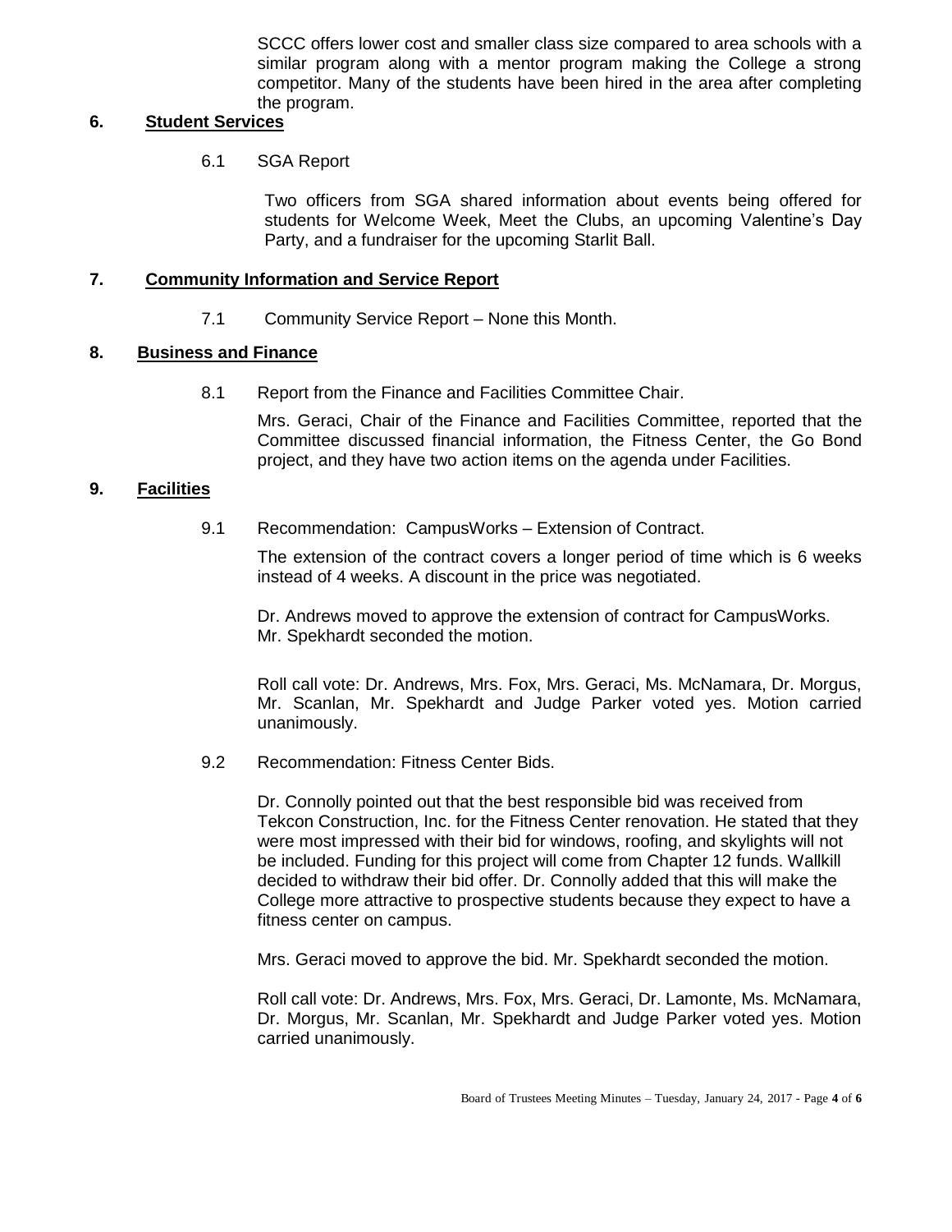SCCC offers lower cost and smaller class size compared to area schools with a similar program along with a mentor program making the College a strong competitor. Many of the students have been hired in the area after completing the program.

## 6. Student Services

6.1 SGA Report

Two officers from SGA shared information about events being offered for students for Welcome Week, Meet the Clubs, an upcoming Valentine's Day Party, and a fundraiser for the upcoming Starlit Ball.

## 7. Community Information and Service Report

7.1 Community Service Report – None this Month.

## 8. Business and Finance

8.1 Report from the Finance and Facilities Committee Chair.

Mrs. Geraci, Chair of the Finance and Facilities Committee, reported that the Committee discussed financial information, the Fitness Center, the Go Bond project, and they have two action items on the agenda under Facilities.

## 9. Facilities

9.1 Recommendation: CampusWorks – Extension of Contract.

The extension of the contract covers a longer period of time which is 6 weeks instead of 4 weeks. A discount in the price was negotiated.

Dr. Andrews moved to approve the extension of contract for CampusWorks. Mr. Spekhardt seconded the motion.

Roll call vote: Dr. Andrews, Mrs. Fox, Mrs. Geraci, Ms. McNamara, Dr. Morgus, Mr. Scanlan, Mr. Spekhardt and Judge Parker voted yes. Motion carried unanimously.

9.2 Recommendation: Fitness Center Bids.

Dr. Connolly pointed out that the best responsible bid was received from Tekcon Construction, Inc. for the Fitness Center renovation. He stated that they were most impressed with their bid for windows, roofing, and skylights will not be included. Funding for this project will come from Chapter 12 funds. Wallkill decided to withdraw their bid offer. Dr. Connolly added that this will make the College more attractive to prospective students because they expect to have a fitness center on campus.

Mrs. Geraci moved to approve the bid. Mr. Spekhardt seconded the motion.

Roll call vote: Dr. Andrews, Mrs. Fox, Mrs. Geraci, Dr. Lamonte, Ms. McNamara, Dr. Morgus, Mr. Scanlan, Mr. Spekhardt and Judge Parker voted yes. Motion carried unanimously.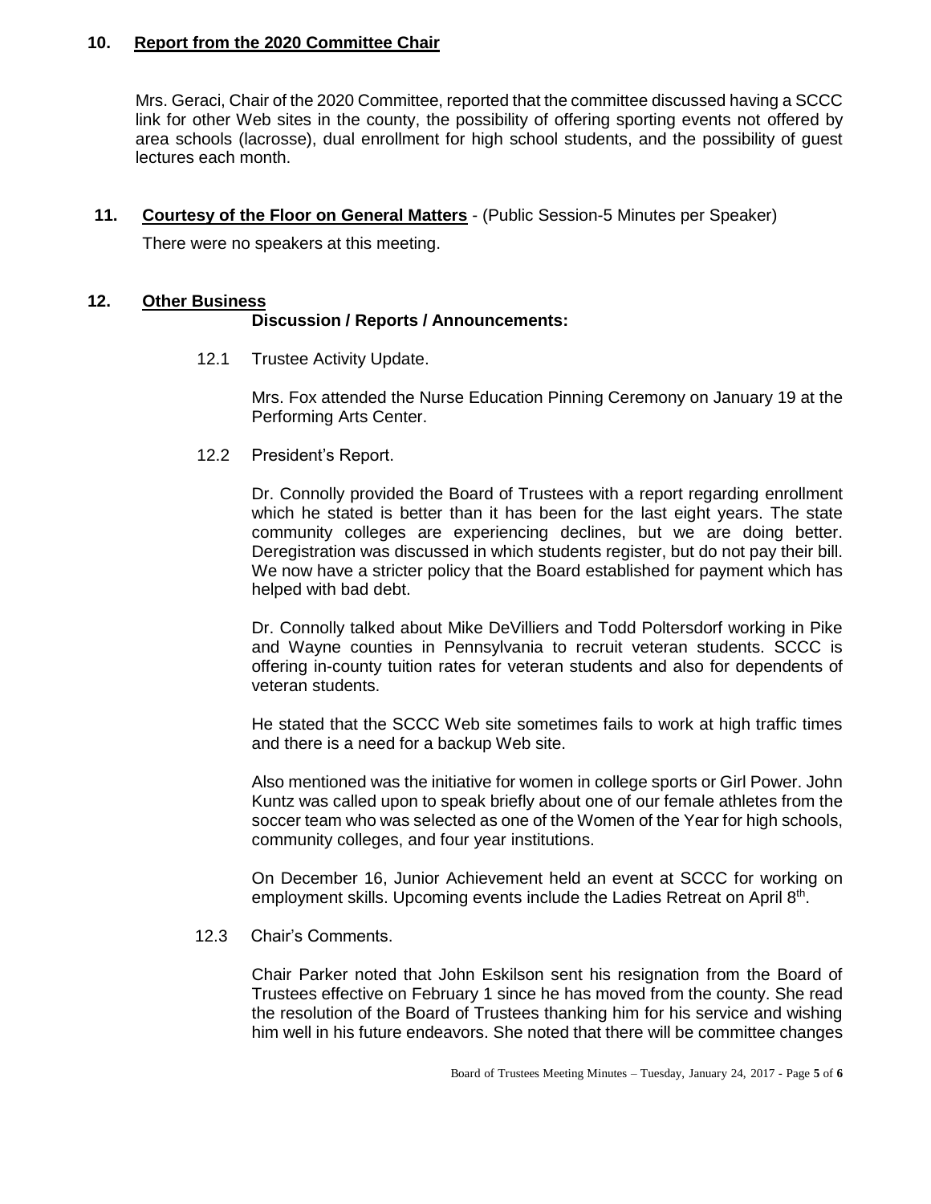## 10. Report from the 2020 Committee Chair

Mrs. Geraci, Chair of the 2020 Committee, reported that the committee discussed having a SCCC link for other Web sites in the county, the possibility of offering sporting events not offered by area schools (lacrosse), dual enrollment for high school students, and the possibility of guest lectures each month.

## 11. Courtesy of the Floor on General Matters - (Public Session-5 Minutes per Speaker)

There were no speakers at this meeting.

## 12. Other Business

**Discussion / Reports / Announcements:**

12.1 Trustee Activity Update.

Mrs. Fox attended the Nurse Education Pinning Ceremony on January 19 at the Performing Arts Center.

12.2 President's Report.

Dr. Connolly provided the Board of Trustees with a report regarding enrollment which he stated is better than it has been for the last eight years. The state community colleges are experiencing declines, but we are doing better. Deregistration was discussed in which students register, but do not pay their bill. We now have a stricter policy that the Board established for payment which has helped with bad debt.

Dr. Connolly talked about Mike DeVilliers and Todd Poltersdorf working in Pike and Wayne counties in Pennsylvania to recruit veteran students. SCCC is offering in-county tuition rates for veteran students and also for dependents of veteran students.

He stated that the SCCC Web site sometimes fails to work at high traffic times and there is a need for a backup Web site.

Also mentioned was the initiative for women in college sports or Girl Power. John Kuntz was called upon to speak briefly about one of our female athletes from the soccer team who was selected as one of the Women of the Year for high schools, community colleges, and four year institutions.

On December 16, Junior Achievement held an event at SCCC for working on employment skills. Upcoming events include the Ladies Retreat on April 8th.

12.3 Chair's Comments.

Chair Parker noted that John Eskilson sent his resignation from the Board of Trustees effective on February 1 since he has moved from the county. She read the resolution of the Board of Trustees thanking him for his service and wishing him well in his future endeavors. She noted that there will be committee changes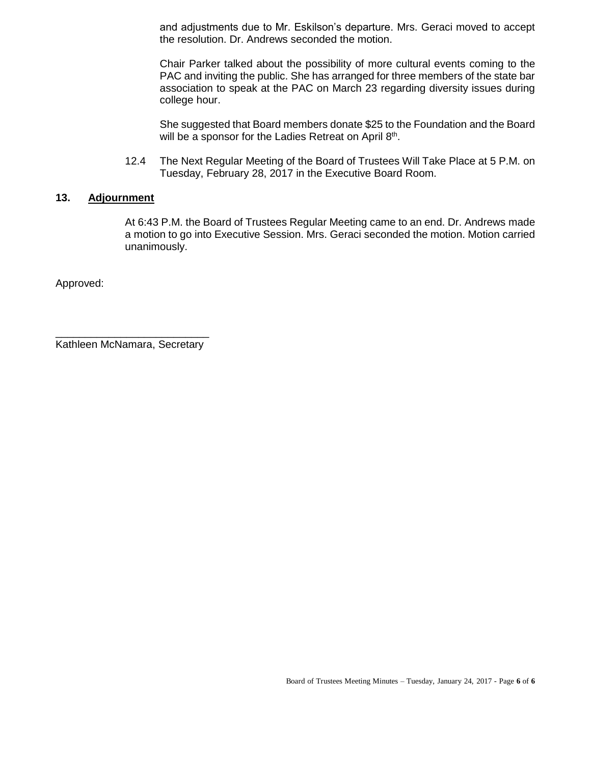and adjustments due to Mr. Eskilson's departure. Mrs. Geraci moved to accept the resolution. Dr. Andrews seconded the motion.

Chair Parker talked about the possibility of more cultural events coming to the PAC and inviting the public. She has arranged for three members of the state bar association to speak at the PAC on March 23 regarding diversity issues during college hour.

She suggested that Board members donate $25 to the Foundation and the Board will be a sponsor for the Ladies Retreat on April 8th.

12.4 The Next Regular Meeting of the Board of Trustees Will Take Place at 5 P.M. on Tuesday, February 28, 2017 in the Executive Board Room.

## 13. Adjournment

At 6:43 P.M. the Board of Trustees Regular Meeting came to an end. Dr. Andrews made a motion to go into Executive Session. Mrs. Geraci seconded the motion. Motion carried unanimously.

Approved:

___________________________
Kathleen McNamara, Secretary